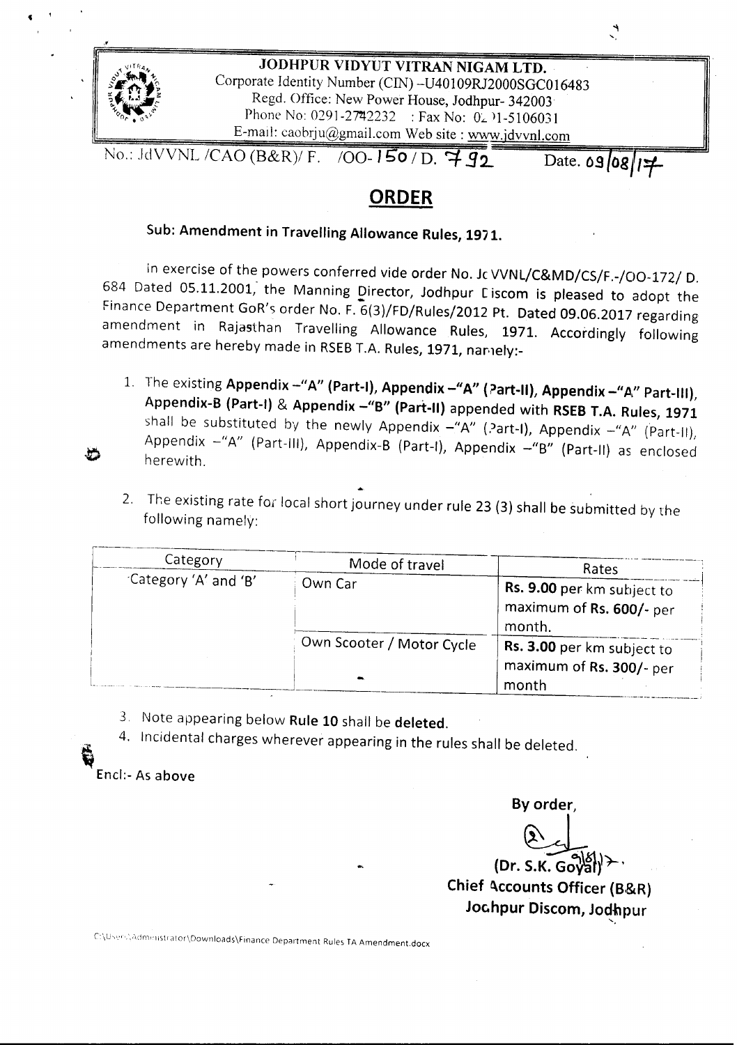**JODHPUR VIDYUT VITRAN NIGAM LTD.**
Corporate Identity Number (CIN) –U40109RJ2000SGC016483
Regd. Office: New Power House, Jodhpur- 342003
Phone No: 0291-2742232 : Fax No: 0291-5106031
E-mail: caobrju@gmail.com Web site : www.jdvvnl.com

No.: JdVVNL /CAO (B&R)/ F. /OO-150 / D. 792 Date. 09/08/17

# ORDER

**Sub: Amendment in Travelling Allowance Rules, 1971.**

In exercise of the powers conferred vide order No. JdVVNL/C&MD/CS/F.-/OO-172/ D. 684 Dated 05.11.2001, the Manning Director, Jodhpur Discom is pleased to adopt the Finance Department GoR's order No. F. 6(3)/FD/Rules/2012 Pt. Dated 09.06.2017 regarding amendment in Rajasthan Travelling Allowance Rules, 1971. Accordingly following amendments are hereby made in RSEB T.A. Rules, 1971, namely:-

1. The existing **Appendix –"A" (Part-I), Appendix –"A" (Part-II), Appendix –"A" Part-III), Appendix-B (Part-I)** & **Appendix –"B" (Part-II)** appended with **RSEB T.A. Rules, 1971** shall be substituted by the newly Appendix –"A" (Part-I), Appendix –"A" (Part-II), Appendix –"A" (Part-III), Appendix-B (Part-I), Appendix –"B" (Part-II) as enclosed herewith.

2. The existing rate for local short journey under rule 23 (3) shall be submitted by the following namely:

| Category | Mode of travel | Rates |
|---|---|---|
| Category 'A' and 'B' | Own Car | **Rs. 9.00** per km subject to maximum of **Rs. 600/-** per month. |
| | Own Scooter / Motor Cycle | **Rs. 3.00** per km subject to maximum of **Rs. 300/-** per month |

3. Note appearing below **Rule 10** shall be **deleted**.
4. Incidental charges wherever appearing in the rules shall be deleted.

Encl:- As above

**By order,**

(Dr. S.K. Goyal)
**Chief Accounts Officer (B&R)**
**Jodhpur Discom, Jodhpur**

C:\Users\Administrator\Downloads\Finance Department Rules TA Amendment.docx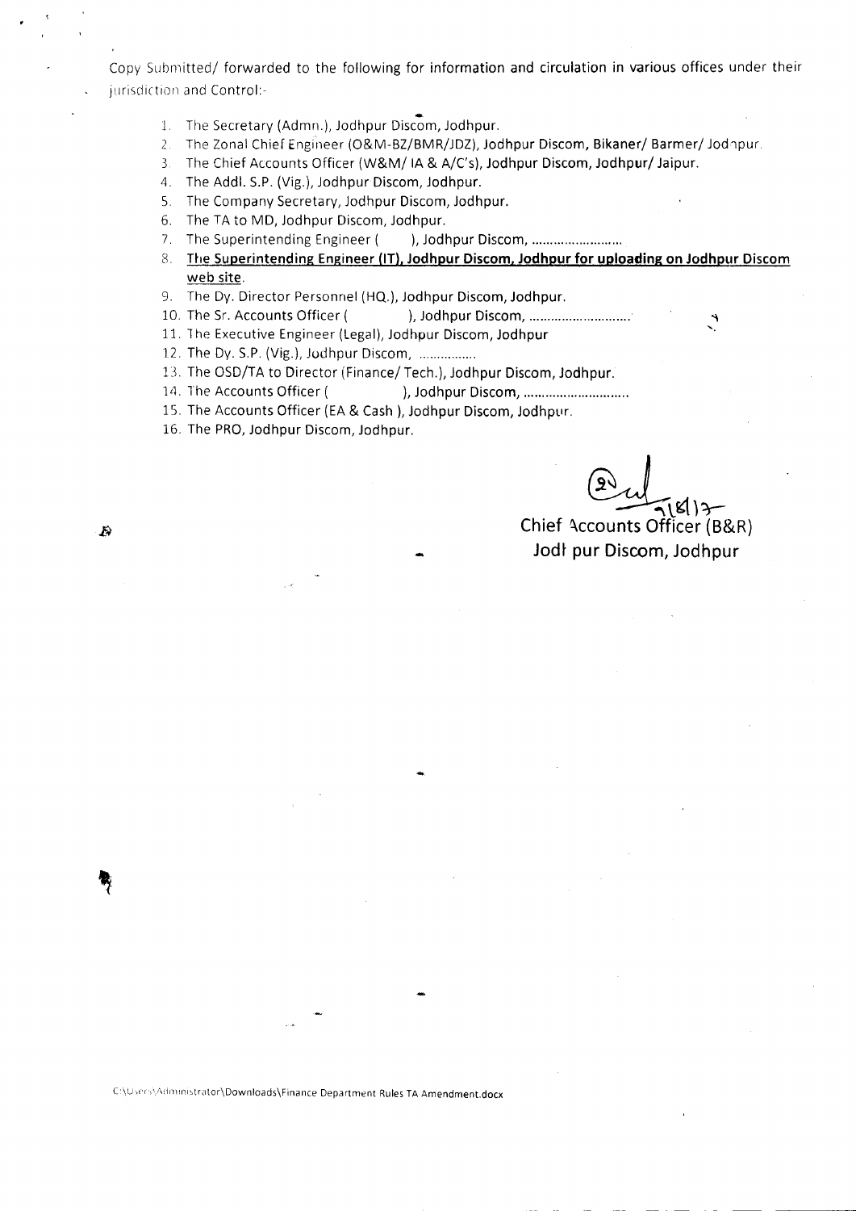Copy Submitted/ forwarded to the following for information and circulation in various offices under their jurisdiction and Control:-

1. The Secretary (Admn.), Jodhpur Discom, Jodhpur.
2. The Zonal Chief Engineer (O&M-BZ/BMR/JDZ), Jodhpur Discom, Bikaner/ Barmer/ Jodhpur.
3. The Chief Accounts Officer (W&M/ IA & A/C's), Jodhpur Discom, Jodhpur/ Jaipur.
4. The Addl. S.P. (Vig.), Jodhpur Discom, Jodhpur.
5. The Company Secretary, Jodhpur Discom, Jodhpur.
6. The TA to MD, Jodhpur Discom, Jodhpur.
7. The Superintending Engineer ( ), Jodhpur Discom, ........................
8. **<u>The Superintending Engineer (IT), Jodhpur Discom, Jodhpur for uploading on Jodhpur Discom web site</u>**.
9. The Dy. Director Personnel (HQ.), Jodhpur Discom, Jodhpur.
10. The Sr. Accounts Officer ( ), Jodhpur Discom, ............................
11. The Executive Engineer (Legal), Jodhpur Discom, Jodhpur
12. The Dy. S.P. (Vig.), Jodhpur Discom, ................
13. The OSD/TA to Director (Finance/ Tech.), Jodhpur Discom, Jodhpur.
14. The Accounts Officer ( ), Jodhpur Discom, ............................
15. The Accounts Officer (EA & Cash ), Jodhpur Discom, Jodhpur.
16. The PRO, Jodhpur Discom, Jodhpur.

Chief Accounts Officer (B&R)
Jodhpur Discom, Jodhpur

C:\Users\Administrator\Downloads\Finance Department Rules TA Amendment.docx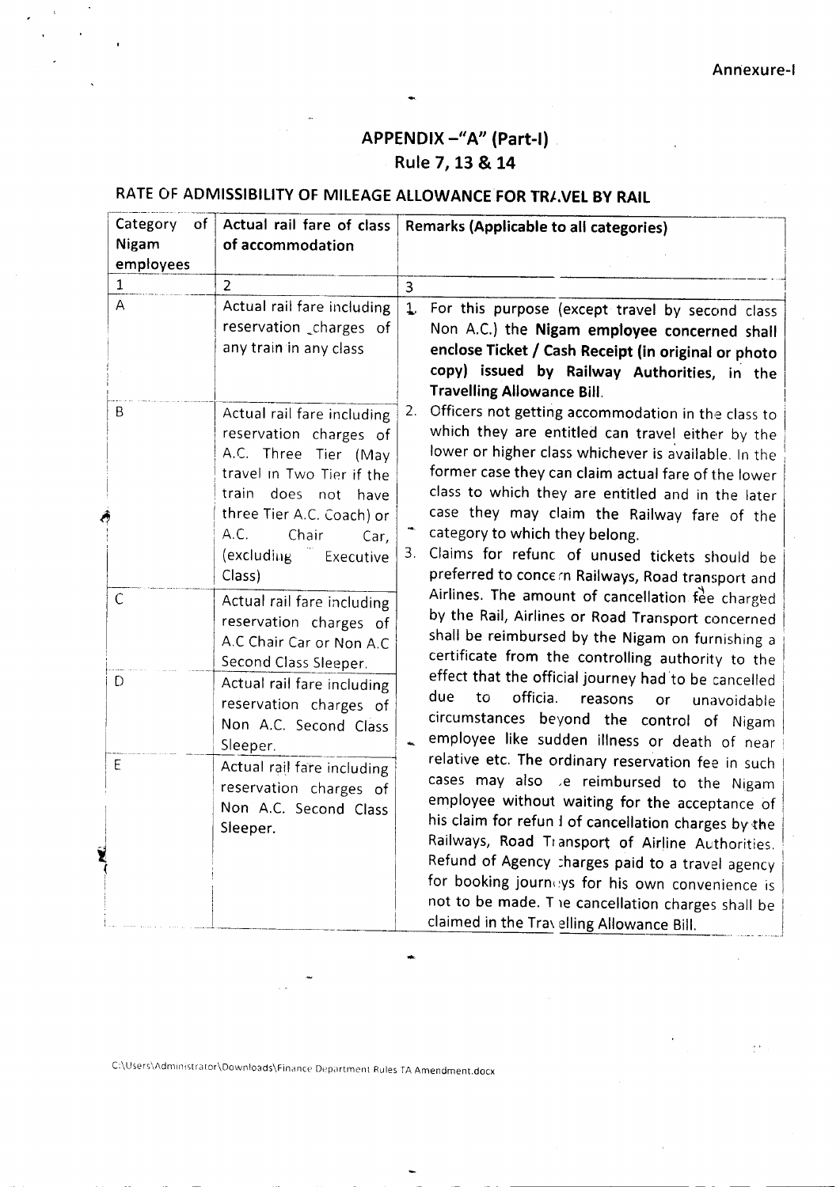Annexure-I

## APPENDIX –"A" (Part-I)

### Rule 7, 13 & 14

### RATE OF ADMISSIBILITY OF MILEAGE ALLOWANCE FOR TRAVEL BY RAIL

| Category of Nigam employees | Actual rail fare of class of accommodation | Remarks (Applicable to all categories) |
|---|---|---|
| 1 | 2 | 3 |
| A | Actual rail fare including reservation charges of any train in any class | 1. For this purpose (except travel by second class Non A.C.) the **Nigam employee concerned shall enclose Ticket / Cash Receipt (in original or photo copy) issued by Railway Authorities, in the Travelling Allowance Bill.** |
| B | Actual rail fare including reservation charges of A.C. Three Tier (May travel in Two Tier if the train does not have three Tier A.C. Coach) or A.C. Chair Car, (excluding Executive Class) | 2. Officers not getting accommodation in the class to which they are entitled can travel either by the lower or higher class whichever is available. In the former case they can claim actual fare of the lower class to which they are entitled and in the later case they may claim the Railway fare of the category to which they belong.<br>3. Claims for refund of unused tickets should be preferred to concern Railways, Road transport and Airlines. The amount of cancellation fee charged by the Rail, Airlines or Road Transport concerned shall be reimbursed by the Nigam on furnishing a certificate from the controlling authority to the effect that the official journey had to be cancelled due to officia. reasons or unavoidable circumstances beyond the control of Nigam employee like sudden illness or death of near relative etc. The ordinary reservation fee in such cases may also be reimbursed to the Nigam employee without waiting for the acceptance of his claim for refund of cancellation charges by the Railways, Road Transport of Airline Authorities. Refund of Agency charges paid to a travel agency for booking journeys for his own convenience is not to be made. The cancellation charges shall be claimed in the Travelling Allowance Bill. |
| C | Actual rail fare including reservation charges of A.C Chair Car or Non A.C Second Class Sleeper. | |
| D | Actual rail fare including reservation charges of Non A.C. Second Class Sleeper. | |
| E | Actual rail fare including reservation charges of Non A.C. Second Class Sleeper. | |

C:\Users\Administrator\Downloads\Finance Department Rules TA Amendment.docx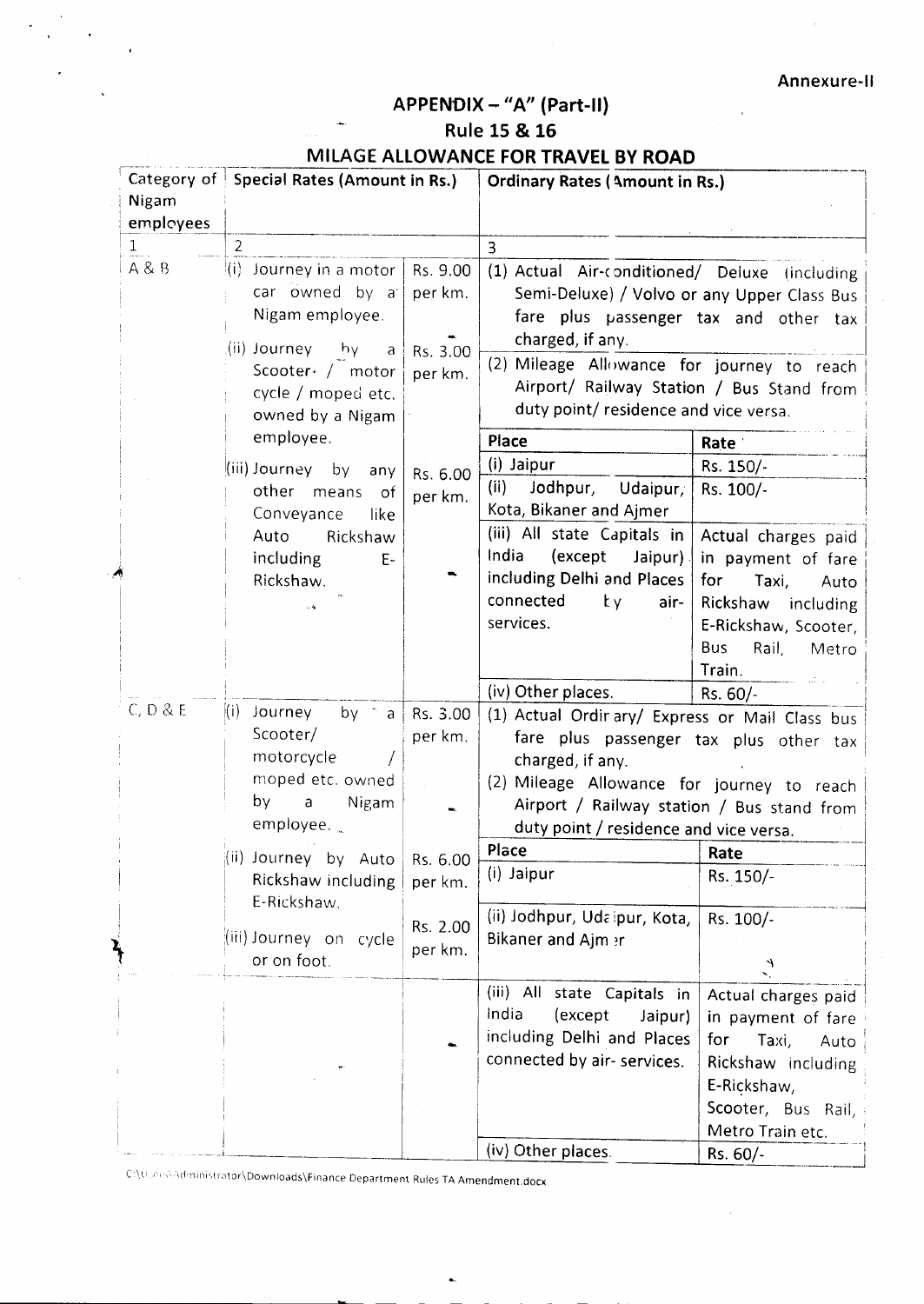Annexure-II

# APPENDIX – "A" (Part-II)

## Rule 15 & 16

## MILAGE ALLOWANCE FOR TRAVEL BY ROAD

| Category of Nigam employees | Special Rates (Amount in Rs.) | | Ordinary Rates (Amount in Rs.) | |
|---|---|---|---|---|
| 1 | 2 | | 3 | |
| A & B | (i) Journey in a motor car owned by a Nigam employee. | Rs. 9.00 per km. | (1) Actual Air-conditioned/ Deluxe (including Semi-Deluxe) / Volvo or any Upper Class Bus fare plus passenger tax and other tax charged, if any. | |
| | (ii) Journey by a Scooter / motor cycle / moped etc. owned by a Nigam employee. | Rs. 3.00 per km. | (2) Mileage Allowance for journey to reach Airport/ Railway Station / Bus Stand from duty point/ residence and vice versa. | |
| | (iii) Journey by any other means of Conveyance like Auto Rickshaw including E-Rickshaw. | Rs. 6.00 per km. | **Place** | **Rate** |
| | | | (i) Jaipur | Rs. 150/- |
| | | | (ii) Jodhpur, Udaipur, Kota, Bikaner and Ajmer | Rs. 100/- |
| | | | (iii) All state Capitals in India (except Jaipur) including Delhi and Places connected by air-services. | Actual charges paid in payment of fare for Taxi, Auto Rickshaw including E-Rickshaw, Scooter, Bus Rail, Metro Train. |
| | | | (iv) Other places. | Rs. 60/- |
| C, D & E | (i) Journey by a Scooter/ motorcycle / moped etc. owned by a Nigam employee. | Rs. 3.00 per km. | (1) Actual Ordinary/ Express or Mail Class bus fare plus passenger tax plus other tax charged, if any. | |
| | (ii) Journey by Auto Rickshaw including E-Rickshaw. | Rs. 6.00 per km. | (2) Mileage Allowance for journey to reach Airport / Railway station / Bus stand from duty point / residence and vice versa. | |
| | (iii) Journey on cycle or on foot. | Rs. 2.00 per km. | **Place** | **Rate** |
| | | | (i) Jaipur | Rs. 150/- |
| | | | (ii) Jodhpur, Udaipur, Kota, Bikaner and Ajmer | Rs. 100/- |
| | | | (iii) All state Capitals in India (except Jaipur) including Delhi and Places connected by air- services. | Actual charges paid in payment of fare for Taxi, Auto Rickshaw including E-Rickshaw, Scooter, Bus Rail, Metro Train etc. |
| | | | (iv) Other places. | Rs. 60/- |

C:\Users\Administrator\Downloads\Finance Department Rules TA Amendment.docx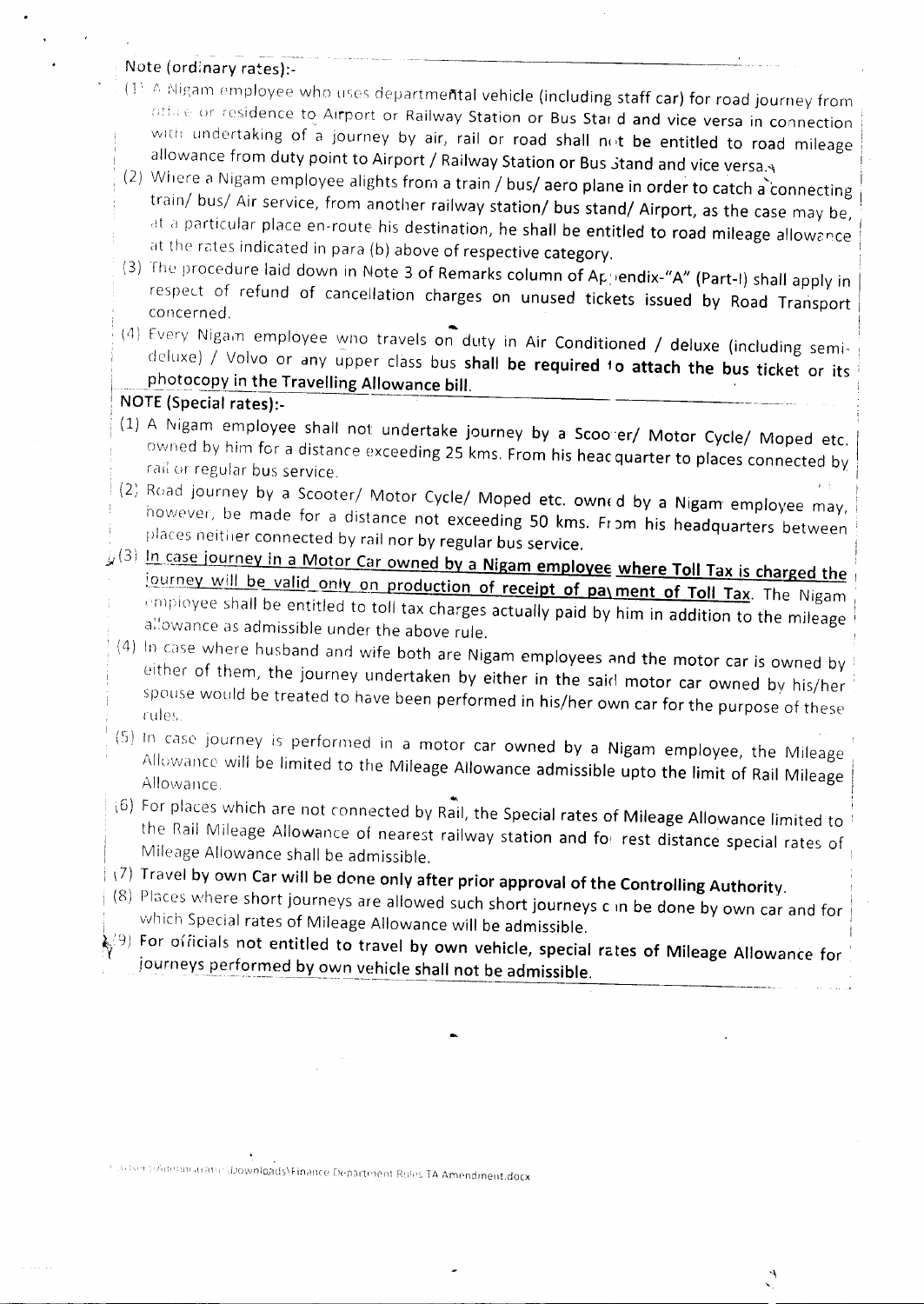Note (ordinary rates):-

(1) A Nigam employee who uses departmental vehicle (including staff car) for road journey from office or residence to Airport or Railway Station or Bus Stand and vice versa in connection with undertaking of a journey by air, rail or road shall not be entitled to road mileage allowance from duty point to Airport / Railway Station or Bus Stand and vice versa.

(2) Where a Nigam employee alights from a train / bus/ aero plane in order to catch a connecting train/ bus/ Air service, from another railway station/ bus stand/ Airport, as the case may be, at a particular place en-route his destination, he shall be entitled to road mileage allowance at the rates indicated in para (b) above of respective category.

(3) The procedure laid down in Note 3 of Remarks column of Appendix-"A" (Part-I) shall apply in respect of refund of cancellation charges on unused tickets issued by Road Transport concerned.

(4) Every Nigam employee who travels on duty in Air Conditioned / deluxe (including semi-deluxe) / Volvo or any upper class bus **shall be required to attach the bus ticket or its photocopy in the Travelling Allowance bill.**

**NOTE (Special rates):-**

(1) A Nigam employee shall not undertake journey by a Scooter/ Motor Cycle/ Moped etc. owned by him for a distance exceeding 25 kms. From his headquarter to places connected by rail or regular bus service.

(2) Road journey by a Scooter/ Motor Cycle/ Moped etc. owned by a Nigam employee may, however, be made for a distance not exceeding 50 kms. From his headquarters between places neither connected by rail nor by regular bus service.

(3) In case journey in a Motor Car owned by a Nigam employee where Toll Tax is charged the journey will be valid only on production of receipt of payment of Toll Tax. The Nigam employee shall be entitled to toll tax charges actually paid by him in addition to the mileage allowance as admissible under the above rule.

(4) In case where husband and wife both are Nigam employees and the motor car is owned by either of them, the journey undertaken by either in the said motor car owned by his/her spouse would be treated to have been performed in his/her own car for the purpose of these rules.

(5) In case journey is performed in a motor car owned by a Nigam employee, the Mileage Allowance will be limited to the Mileage Allowance admissible upto the limit of Rail Mileage Allowance.

(6) For places which are not connected by Rail, the Special rates of Mileage Allowance limited to the Rail Mileage Allowance of nearest railway station and for rest distance special rates of Mileage Allowance shall be admissible.

(7) **Travel by own Car will be done only after prior approval of the Controlling Authority.**

(8) Places where short journeys are allowed such short journeys can be done by own car and for which Special rates of Mileage Allowance will be admissible.

(9) **For officials not entitled to travel by own vehicle, special rates of Mileage Allowance for journeys performed by own vehicle shall not be admissible.**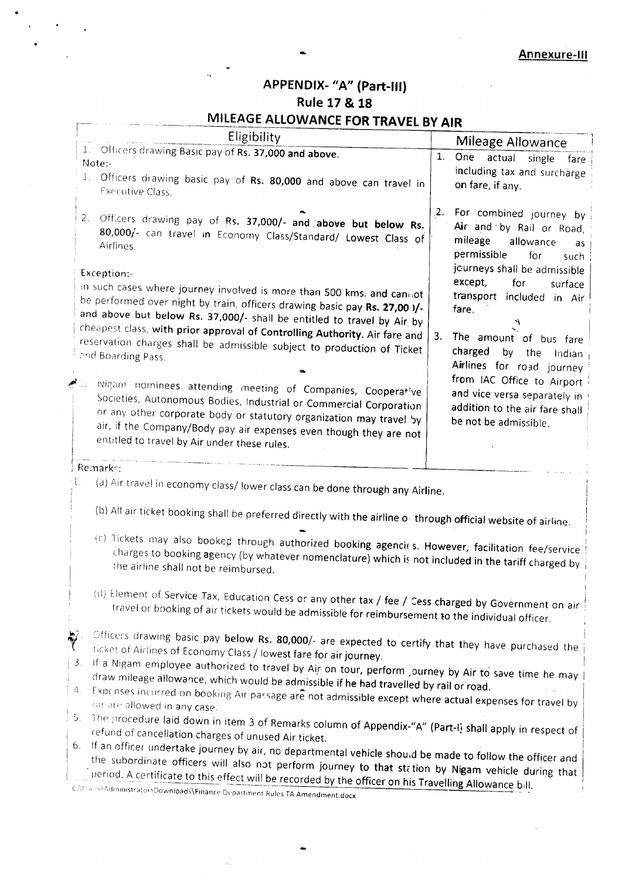**Annexure-III**

# APPENDIX- "A" (Part-III)
## Rule 17 & 18
## MILEAGE ALLOWANCE FOR TRAVEL BY AIR

| Eligibility | Mileage Allowance |
|---|---|
| 1. Officers drawing Basic pay of **Rs. 37,000 and above.**<br>Note:-<br>1. Officers drawing basic pay of **Rs. 80,000** and above can travel in Executive Class.<br><br>2. Officers drawing pay of **Rs. 37,000/- and above but below Rs.** 80,000/- can travel in Economy Class/Standard/ Lowest Class of Airlines.<br><br>Exception:-<br>In such cases where journey involved is more than 500 kms. and cannot be performed over night by train, officers drawing basic pay **Rs. 27,000/-** and above but **below Rs. 37,000/-** shall be entitled to travel by Air by cheapest class, **with prior approval of Controlling Authority.** Air fare and reservation charges shall be admissible subject to production of Ticket and Boarding Pass.<br><br>2. Nigam nominees attending meeting of Companies, Cooperative Societies, Autonomous Bodies, Industrial or Commercial Corporation or any other corporate body or statutory organization may travel by air, if the Company/Body pay air expenses even though they are not entitled to travel by Air under these rules. | 1. One actual single fare including tax and surcharge on fare, if any.<br><br>2. For combined journey by Air and by Rail or Road, mileage allowance as permissible for such journeys shall be admissible except, for surface transport included in Air fare.<br><br>3. The amount of bus fare charged by the Indian Airlines for road journey from IAC Office to Airport and vice versa separately in addition to the air fare shall be not be admissible. |

Remarks:

1. (a) Air travel in economy class/ lower class can be done through any Airline.

   (b) All air ticket booking shall be preferred directly with the airline or through official website of airline.

   (c) Tickets may also booked through authorized booking agencies. However, facilitation fee/service charges to booking agency (by whatever nomenclature) which is not included in the tariff charged by the airline shall not be reimbursed.

   (d) Element of Service Tax, Education Cess or any other tax / fee / Cess charged by Government on air travel or booking of air tickets would be admissible for reimbursement to the individual officer.

2. Officers drawing basic pay below Rs. 80,000/- are expected to certify that they have purchased the ticket of Airlines of Economy Class / lowest fare for air journey.
3. If a Nigam employee authorized to travel by Air on tour, perform journey by Air to save time he may draw mileage allowance, which would be admissible if he had travelled by rail or road.
4. Expenses incurred on booking Air passage are not admissible except where actual expenses for travel by Air are allowed in any case.
5. The procedure laid down in item 3 of Remarks column of Appendix-"A" (Part-I) shall apply in respect of refund of cancellation charges of unused Air ticket.
6. If an officer undertake journey by air, no departmental vehicle should be made to follow the officer and the subordinate officers will also not perform journey to that station by Nigam vehicle during that period. A certificate to this effect will be recorded by the officer on his Travelling Allowance bill.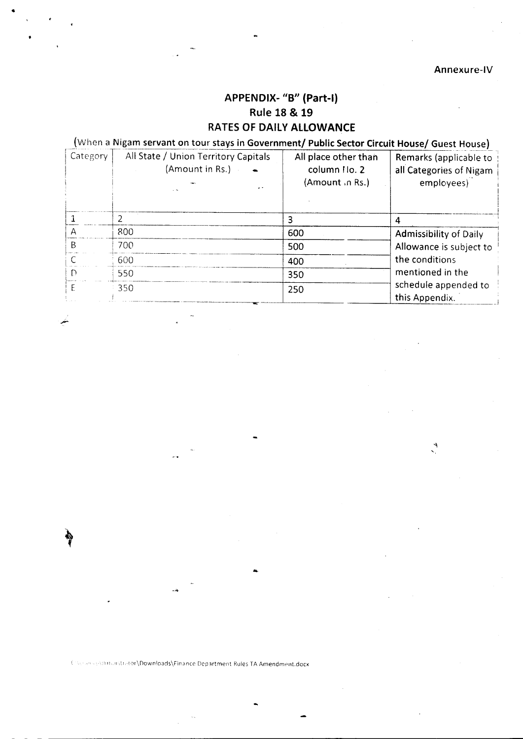Annexure-IV

## APPENDIX- "B" (Part-I)
## Rule 18 & 19
## RATES OF DAILY ALLOWANCE

**(When a Nigam servant on tour stays in Government/ Public Sector Circuit House/ Guest House)**

| Category | All State / Union Territory Capitals (Amount in Rs.) | All place other than column No. 2 (Amount in Rs.) | Remarks (applicable to all Categories of Nigam employees) |
|---|---|---|---|
| 1 | 2 | 3 | 4 |
| A | 800 | 600 | Admissibility of Daily Allowance is subject to the conditions mentioned in the schedule appended to this Appendix. |
| B | 700 | 500 | |
| C | 600 | 400 | |
| D | 550 | 350 | |
| E | 350 | 250 | |

C:\Users\Administrator\Downloads\Finance Department Rules TA Amendment.docx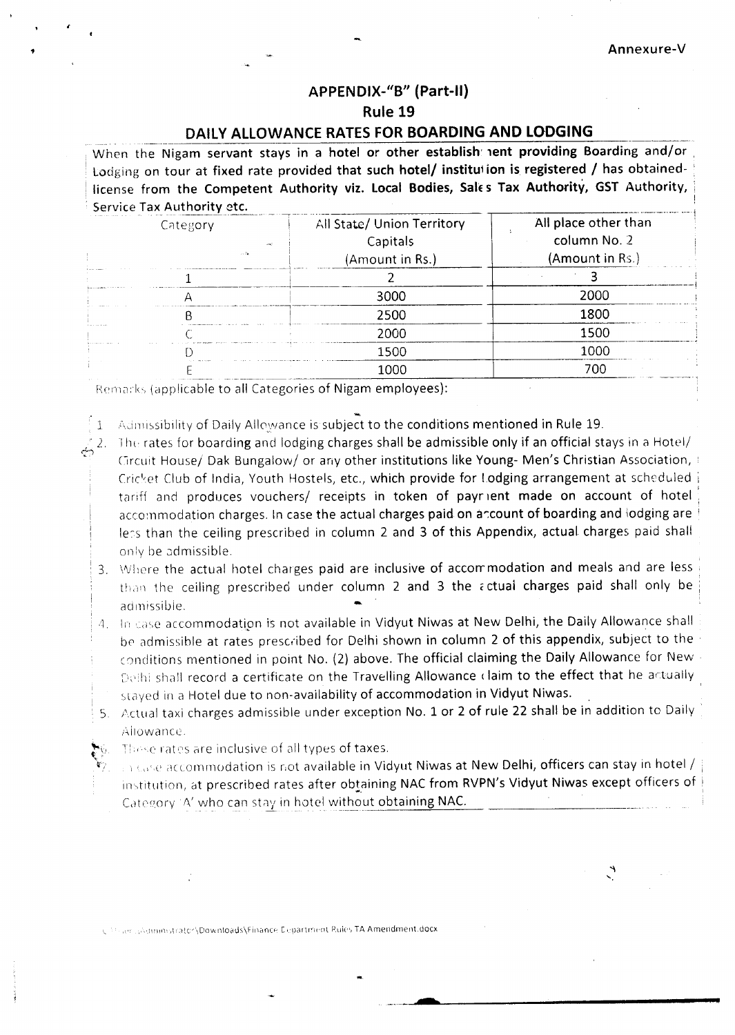Annexure-V

## APPENDIX-"B" (Part-II)
## Rule 19
## DAILY ALLOWANCE RATES FOR BOARDING AND LODGING

When the Nigam servant stays in a hotel or other establishment providing Boarding and/or Lodging on tour at fixed rate provided that **such hotel/ institution is registered / has obtained-license from the Competent Authority viz. Local Bodies, Sales Tax Authority, GST Authority, Service Tax Authority etc.**

| Category | All State/ Union Territory Capitals (Amount in Rs.) | All place other than column No. 2 (Amount in Rs.) |
|---|---|---|
| 1 | 2 | 3 |
| A | 3000 | 2000 |
| B | 2500 | 1800 |
| C | 2000 | 1500 |
| D | 1500 | 1000 |
| E | 1000 | 700 |

Remarks (applicable to all Categories of Nigam employees):

1. Admissibility of Daily Allowance is subject to the conditions mentioned in Rule 19.
2. The rates for boarding and lodging charges shall be admissible only if an official stays in a Hotel/ Circuit House/ Dak Bungalow/ or any other institutions like Young- Men's Christian Association, Cricket Club of India, Youth Hostels, etc., which provide for Lodging arrangement at scheduled tariff and produces vouchers/ receipts in token of payment made on account of hotel accommodation charges. In case the actual charges paid on account of boarding and lodging are less than the ceiling prescribed in column 2 and 3 of this Appendix, actual charges paid shall only be admissible.
3. Where the actual hotel charges paid are inclusive of accommodation and meals and are less than the ceiling prescribed under column 2 and 3 the actual charges paid shall only be admissible.
4. In case accommodation is not available in Vidyut Niwas at New Delhi, the Daily Allowance shall be admissible at rates prescribed for Delhi shown in column 2 of this appendix, subject to the conditions mentioned in point No. (2) above. The official claiming the Daily Allowance for New Delhi shall record a certificate on the Travelling Allowance claim to the effect that he actually stayed in a Hotel due to non-availability of accommodation in Vidyut Niwas.
5. Actual taxi charges admissible under exception No. 1 or 2 of rule 22 shall be in addition to Daily Allowance.
6. These rates are inclusive of all types of taxes.
7. In case accommodation is not available in Vidyut Niwas at New Delhi, officers can stay in hotel / institution, at prescribed rates after obtaining NAC from RVPN's Vidyut Niwas except officers of Category 'A' who can stay in hotel without obtaining NAC.